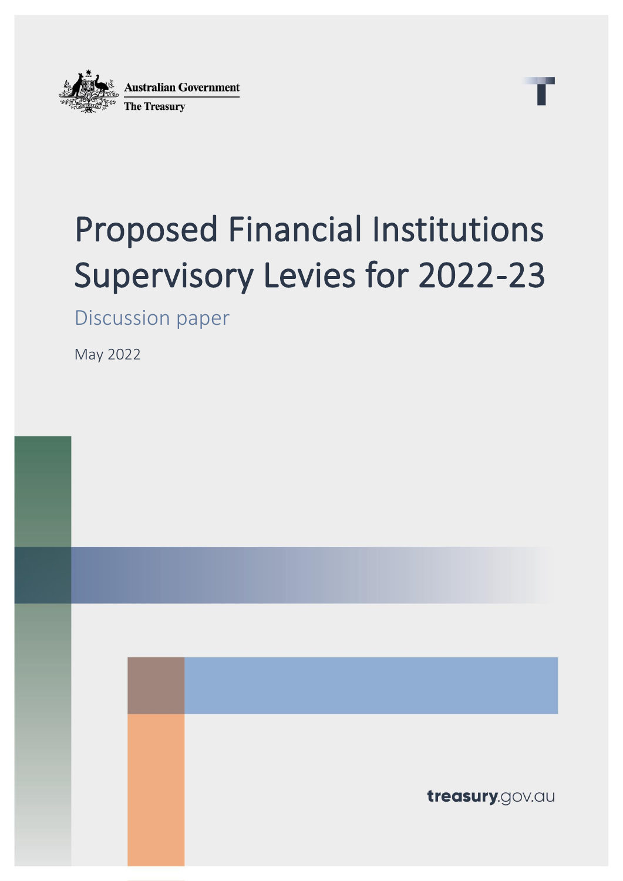Australian Government

The Treasury

# Proposed Financial Institutions Supervisory Levies for 2022-23

## Discussion paper

May 2022

treasury.gov.au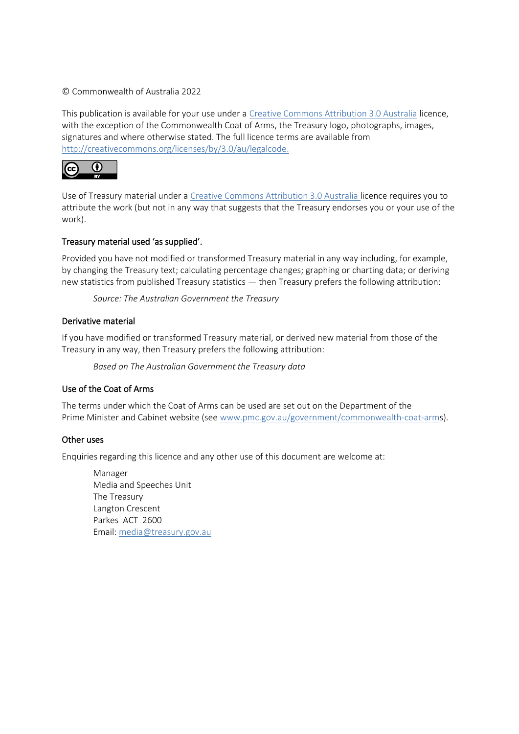© Commonwealth of Australia 2022

This publication is available for your use under a Creative Commons Attribution 3.0 Australia licence, with the exception of the Commonwealth Coat of Arms, the Treasury logo, photographs, images, signatures and where otherwise stated. The full licence terms are available from http://creativecommons.org/licenses/by/3.0/au/legalcode.

Use of Treasury material under a Creative Commons Attribution 3.0 Australia licence requires you to attribute the work (but not in any way that suggests that the Treasury endorses you or your use of the work).

#### Treasury material used 'as supplied'.

Provided you have not modified or transformed Treasury material in any way including, for example, by changing the Treasury text; calculating percentage changes; graphing or charting data; or deriving new statistics from published Treasury statistics — then Treasury prefers the following attribution:

> *Source: The Australian Government the Treasury*

#### Derivative material

If you have modified or transformed Treasury material, or derived new material from those of the Treasury in any way, then Treasury prefers the following attribution:

> *Based on The Australian Government the Treasury data*

#### Use of the Coat of Arms

The terms under which the Coat of Arms can be used are set out on the Department of the Prime Minister and Cabinet website (see www.pmc.gov.au/government/commonwealth-coat-arms).

#### Other uses

Enquiries regarding this licence and any other use of this document are welcome at:

> Manager
> Media and Speeches Unit
> The Treasury
> Langton Crescent
> Parkes ACT 2600
> Email: media@treasury.gov.au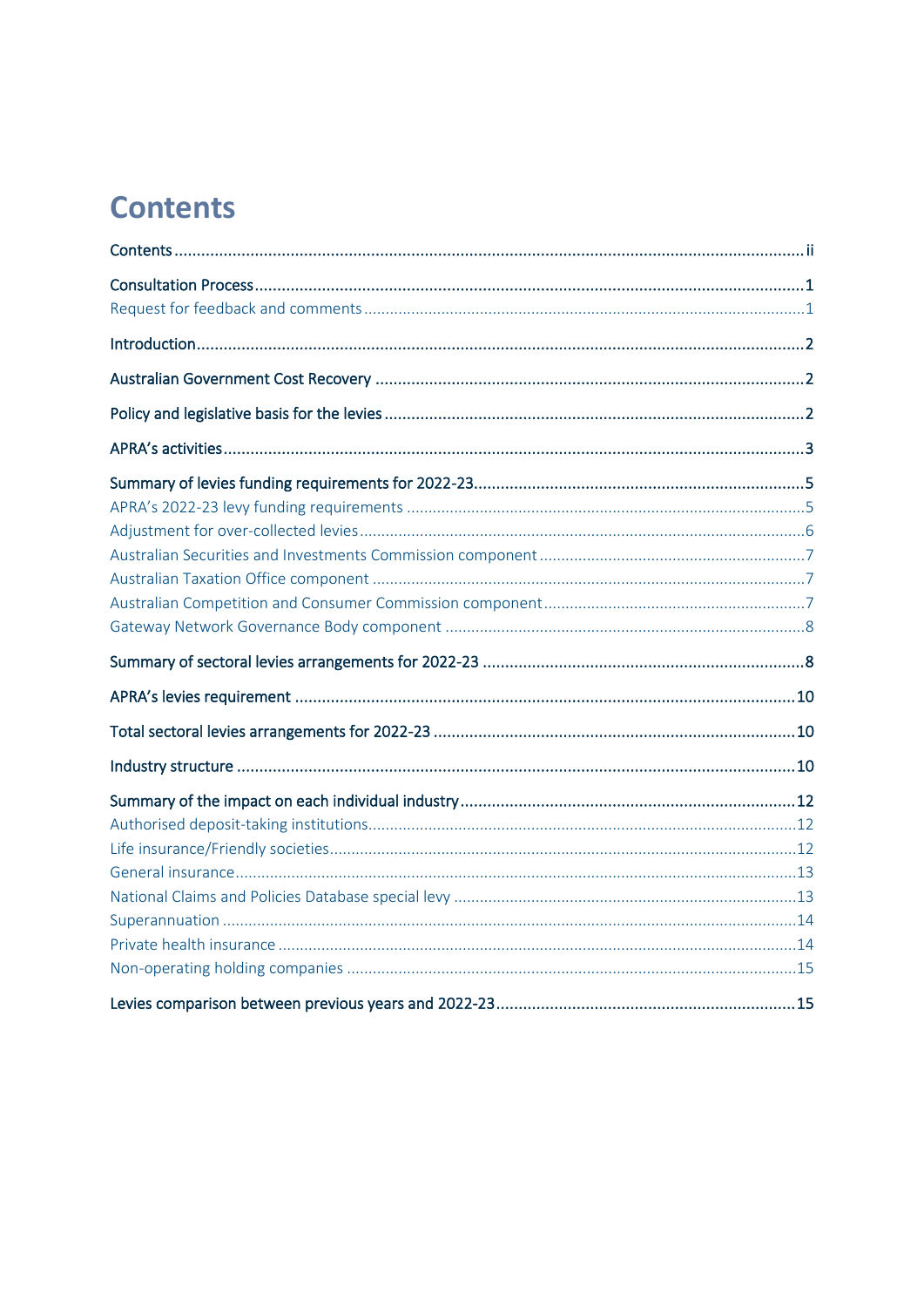# Contents

Contents ii

Consultation Process 1

- Request for feedback and comments 1

Introduction 2

Australian Government Cost Recovery 2

Policy and legislative basis for the levies 2

APRA's activities 3

Summary of levies funding requirements for 2022-23 5

- APRA's 2022-23 levy funding requirements 5
- Adjustment for over-collected levies 6
- Australian Securities and Investments Commission component 7
- Australian Taxation Office component 7
- Australian Competition and Consumer Commission component 7
- Gateway Network Governance Body component 8

Summary of sectoral levies arrangements for 2022-23 8

APRA's levies requirement 10

Total sectoral levies arrangements for 2022-23 10

Industry structure 10

Summary of the impact on each individual industry 12

- Authorised deposit-taking institutions 12
- Life insurance/Friendly societies 12
- General insurance 13
- National Claims and Policies Database special levy 13
- Superannuation 14
- Private health insurance 14
- Non-operating holding companies 15

Levies comparison between previous years and 2022-23 15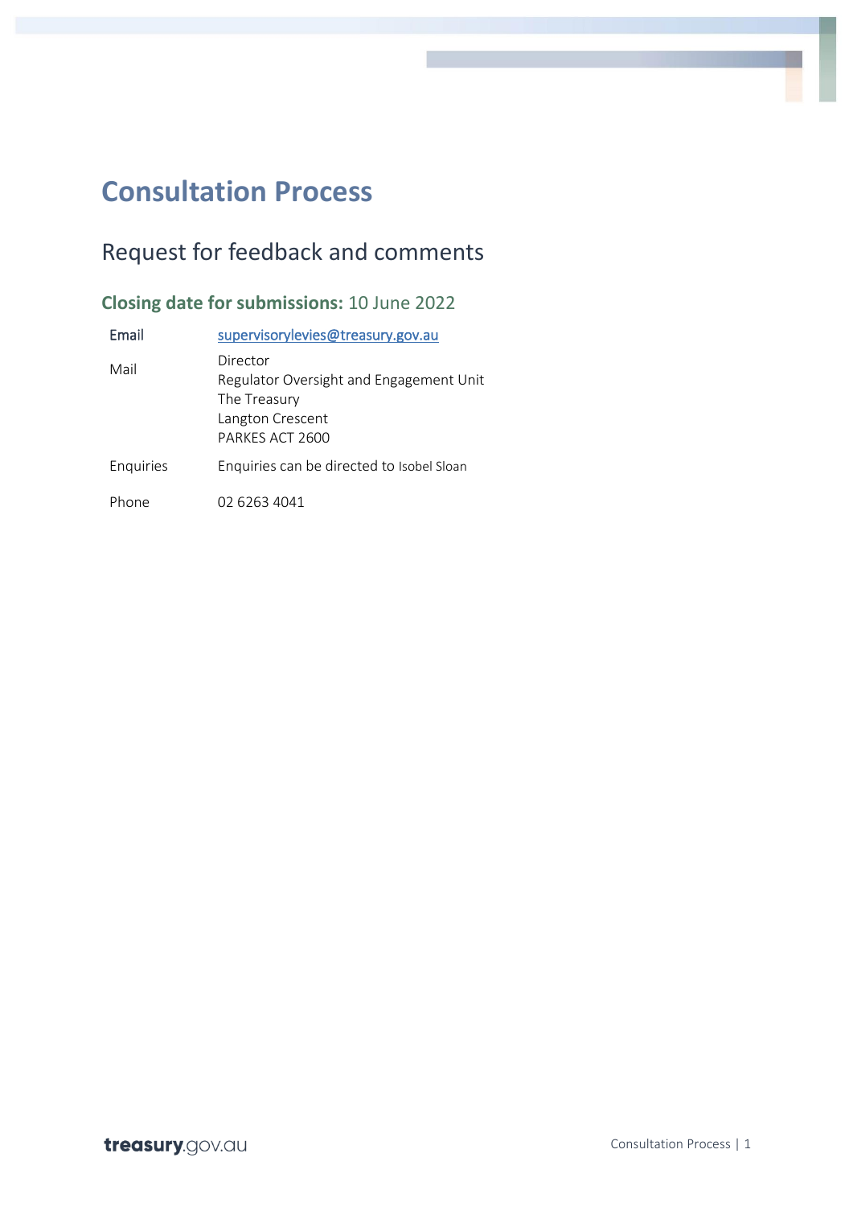# Consultation Process

## Request for feedback and comments

### **Closing date for submissions:** 10 June 2022

| | |
|---|---|
| Email | supervisorylevies@treasury.gov.au |
| Mail | Director<br>Regulator Oversight and Engagement Unit<br>The Treasury<br>Langton Crescent<br>PARKES ACT 2600 |
| Enquiries | Enquiries can be directed to Isobel Sloan |
| Phone | 02 6263 4041 |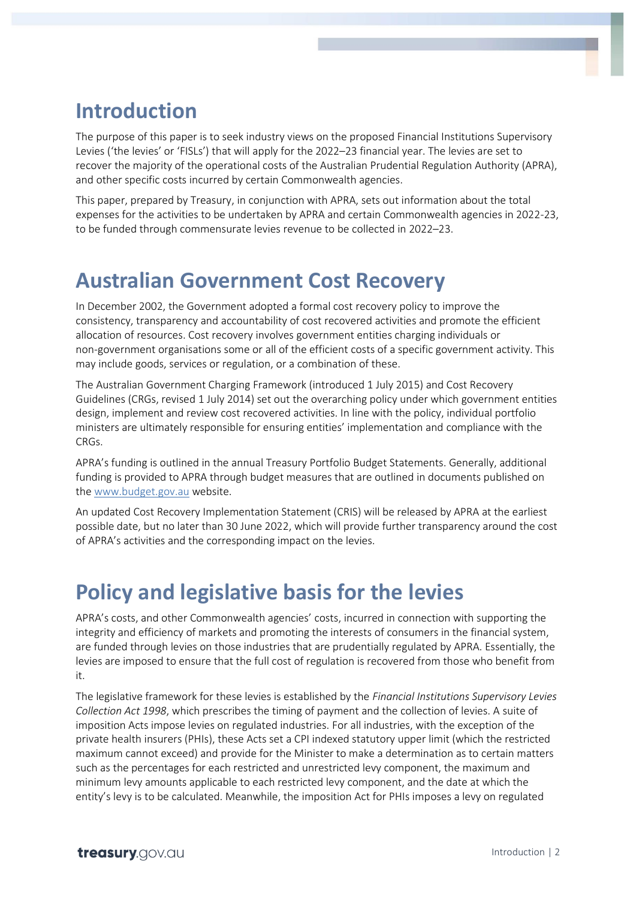# Introduction

The purpose of this paper is to seek industry views on the proposed Financial Institutions Supervisory Levies ('the levies' or 'FISLs') that will apply for the 2022–23 financial year. The levies are set to recover the majority of the operational costs of the Australian Prudential Regulation Authority (APRA), and other specific costs incurred by certain Commonwealth agencies.

This paper, prepared by Treasury, in conjunction with APRA, sets out information about the total expenses for the activities to be undertaken by APRA and certain Commonwealth agencies in 2022-23, to be funded through commensurate levies revenue to be collected in 2022–23.

# Australian Government Cost Recovery

In December 2002, the Government adopted a formal cost recovery policy to improve the consistency, transparency and accountability of cost recovered activities and promote the efficient allocation of resources. Cost recovery involves government entities charging individuals or non-government organisations some or all of the efficient costs of a specific government activity. This may include goods, services or regulation, or a combination of these.

The Australian Government Charging Framework (introduced 1 July 2015) and Cost Recovery Guidelines (CRGs, revised 1 July 2014) set out the overarching policy under which government entities design, implement and review cost recovered activities. In line with the policy, individual portfolio ministers are ultimately responsible for ensuring entities' implementation and compliance with the CRGs.

APRA's funding is outlined in the annual Treasury Portfolio Budget Statements. Generally, additional funding is provided to APRA through budget measures that are outlined in documents published on the www.budget.gov.au website.

An updated Cost Recovery Implementation Statement (CRIS) will be released by APRA at the earliest possible date, but no later than 30 June 2022, which will provide further transparency around the cost of APRA's activities and the corresponding impact on the levies.

# Policy and legislative basis for the levies

APRA's costs, and other Commonwealth agencies' costs, incurred in connection with supporting the integrity and efficiency of markets and promoting the interests of consumers in the financial system, are funded through levies on those industries that are prudentially regulated by APRA. Essentially, the levies are imposed to ensure that the full cost of regulation is recovered from those who benefit from it.

The legislative framework for these levies is established by the *Financial Institutions Supervisory Levies Collection Act 1998*, which prescribes the timing of payment and the collection of levies. A suite of imposition Acts impose levies on regulated industries. For all industries, with the exception of the private health insurers (PHIs), these Acts set a CPI indexed statutory upper limit (which the restricted maximum cannot exceed) and provide for the Minister to make a determination as to certain matters such as the percentages for each restricted and unrestricted levy component, the maximum and minimum levy amounts applicable to each restricted levy component, and the date at which the entity's levy is to be calculated. Meanwhile, the imposition Act for PHIs imposes a levy on regulated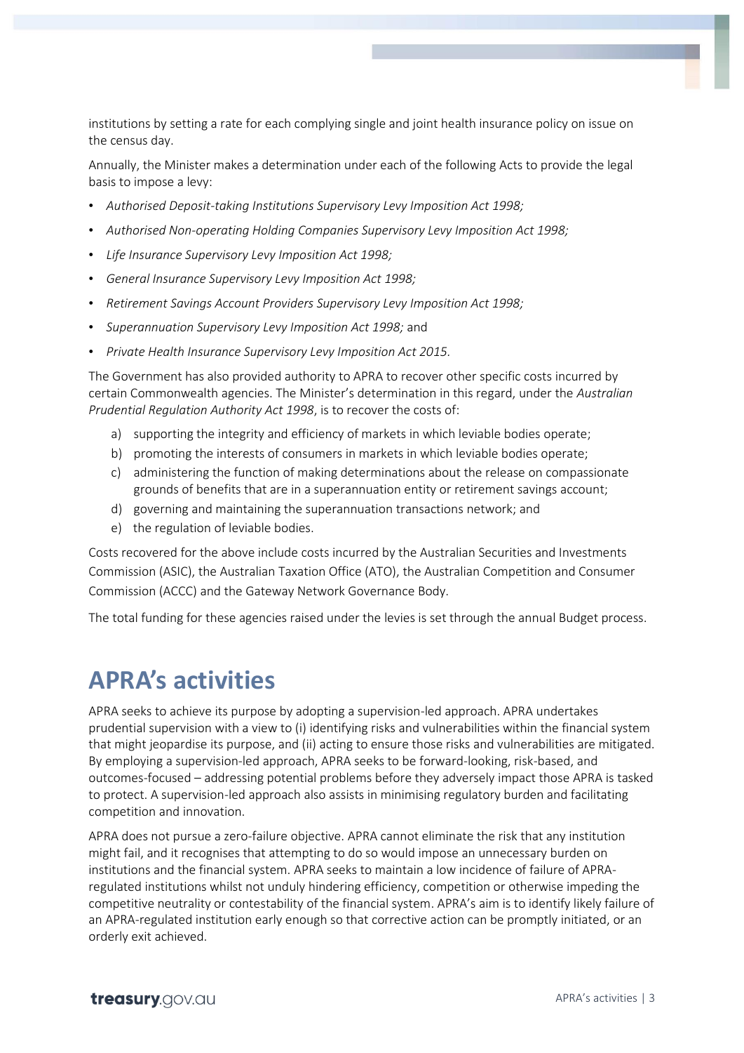institutions by setting a rate for each complying single and joint health insurance policy on issue on the census day.

Annually, the Minister makes a determination under each of the following Acts to provide the legal basis to impose a levy:

- *Authorised Deposit-taking Institutions Supervisory Levy Imposition Act 1998;*
- *Authorised Non-operating Holding Companies Supervisory Levy Imposition Act 1998;*
- *Life Insurance Supervisory Levy Imposition Act 1998;*
- *General Insurance Supervisory Levy Imposition Act 1998;*
- *Retirement Savings Account Providers Supervisory Levy Imposition Act 1998;*
- *Superannuation Supervisory Levy Imposition Act 1998;* and
- *Private Health Insurance Supervisory Levy Imposition Act 2015.*

The Government has also provided authority to APRA to recover other specific costs incurred by certain Commonwealth agencies. The Minister's determination in this regard, under the *Australian Prudential Regulation Authority Act 1998*, is to recover the costs of:

a) supporting the integrity and efficiency of markets in which leviable bodies operate;
b) promoting the interests of consumers in markets in which leviable bodies operate;
c) administering the function of making determinations about the release on compassionate grounds of benefits that are in a superannuation entity or retirement savings account;
d) governing and maintaining the superannuation transactions network; and
e) the regulation of leviable bodies.

Costs recovered for the above include costs incurred by the Australian Securities and Investments Commission (ASIC), the Australian Taxation Office (ATO), the Australian Competition and Consumer Commission (ACCC) and the Gateway Network Governance Body.

The total funding for these agencies raised under the levies is set through the annual Budget process.

# APRA's activities

APRA seeks to achieve its purpose by adopting a supervision-led approach. APRA undertakes prudential supervision with a view to (i) identifying risks and vulnerabilities within the financial system that might jeopardise its purpose, and (ii) acting to ensure those risks and vulnerabilities are mitigated. By employing a supervision-led approach, APRA seeks to be forward-looking, risk-based, and outcomes-focused – addressing potential problems before they adversely impact those APRA is tasked to protect. A supervision-led approach also assists in minimising regulatory burden and facilitating competition and innovation.

APRA does not pursue a zero-failure objective. APRA cannot eliminate the risk that any institution might fail, and it recognises that attempting to do so would impose an unnecessary burden on institutions and the financial system. APRA seeks to maintain a low incidence of failure of APRA-regulated institutions whilst not unduly hindering efficiency, competition or otherwise impeding the competitive neutrality or contestability of the financial system. APRA's aim is to identify likely failure of an APRA-regulated institution early enough so that corrective action can be promptly initiated, or an orderly exit achieved.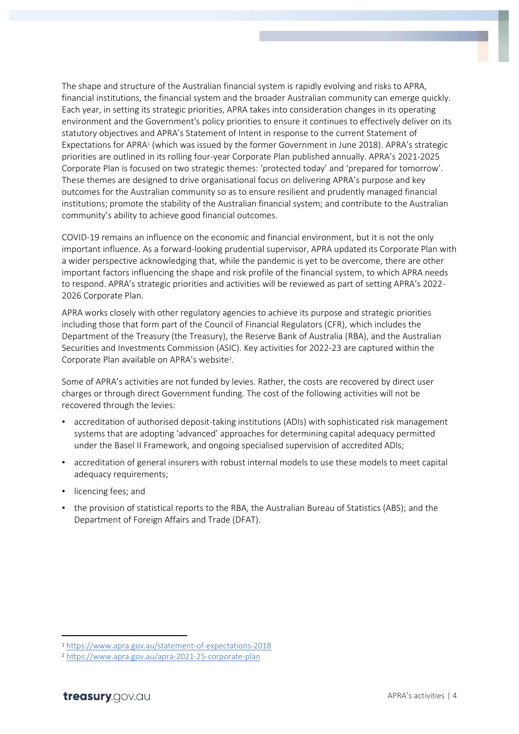The shape and structure of the Australian financial system is rapidly evolving and risks to APRA, financial institutions, the financial system and the broader Australian community can emerge quickly. Each year, in setting its strategic priorities, APRA takes into consideration changes in its operating environment and the Government's policy priorities to ensure it continues to effectively deliver on its statutory objectives and APRA's Statement of Intent in response to the current Statement of Expectations for APRA[1] (which was issued by the former Government in June 2018). APRA's strategic priorities are outlined in its rolling four-year Corporate Plan published annually. APRA's 2021-2025 Corporate Plan is focused on two strategic themes: 'protected today' and 'prepared for tomorrow'. These themes are designed to drive organisational focus on delivering APRA's purpose and key outcomes for the Australian community so as to ensure resilient and prudently managed financial institutions; promote the stability of the Australian financial system; and contribute to the Australian community's ability to achieve good financial outcomes.

COVID-19 remains an influence on the economic and financial environment, but it is not the only important influence. As a forward-looking prudential supervisor, APRA updated its Corporate Plan with a wider perspective acknowledging that, while the pandemic is yet to be overcome, there are other important factors influencing the shape and risk profile of the financial system, to which APRA needs to respond. APRA's strategic priorities and activities will be reviewed as part of setting APRA's 2022-2026 Corporate Plan.

APRA works closely with other regulatory agencies to achieve its purpose and strategic priorities including those that form part of the Council of Financial Regulators (CFR), which includes the Department of the Treasury (the Treasury), the Reserve Bank of Australia (RBA), and the Australian Securities and Investments Commission (ASIC). Key activities for 2022-23 are captured within the Corporate Plan available on APRA's website[2].

Some of APRA's activities are not funded by levies. Rather, the costs are recovered by direct user charges or through direct Government funding. The cost of the following activities will not be recovered through the levies:

- accreditation of authorised deposit-taking institutions (ADIs) with sophisticated risk management systems that are adopting 'advanced' approaches for determining capital adequacy permitted under the Basel II Framework, and ongoing specialised supervision of accredited ADIs;
- accreditation of general insurers with robust internal models to use these models to meet capital adequacy requirements;
- licencing fees; and
- the provision of statistical reports to the RBA, the Australian Bureau of Statistics (ABS); and the Department of Foreign Affairs and Trade (DFAT).

[1] https://www.apra.gov.au/statement-of-expectations-2018

[2] https://www.apra.gov.au/apra-2021-25-corporate-plan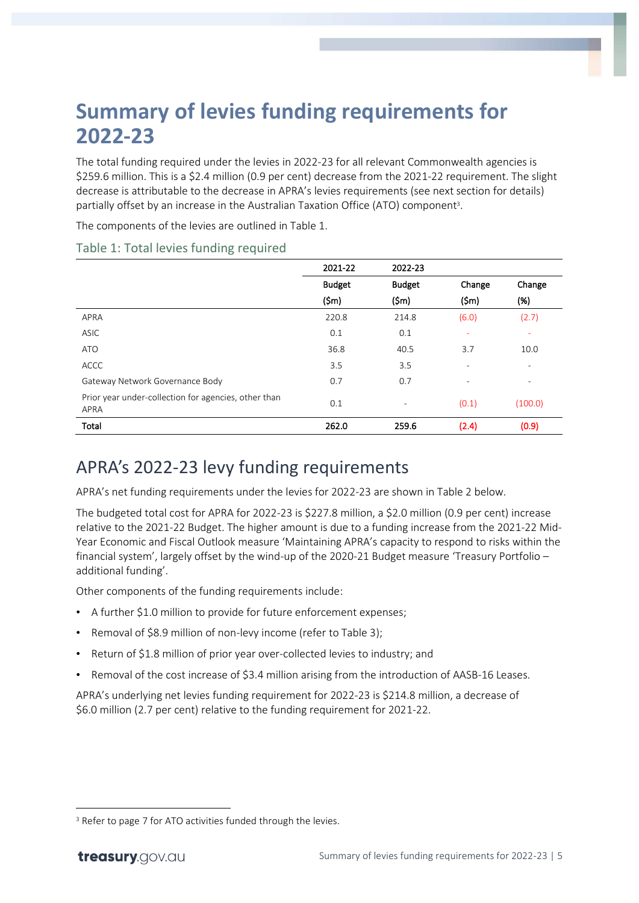# Summary of levies funding requirements for 2022-23

The total funding required under the levies in 2022-23 for all relevant Commonwealth agencies is $259.6 million. This is a $2.4 million (0.9 per cent) decrease from the 2021-22 requirement. The slight decrease is attributable to the decrease in APRA's levies requirements (see next section for details) partially offset by an increase in the Australian Taxation Office (ATO) component[3].

The components of the levies are outlined in Table 1.

### Table 1: Total levies funding required

| | 2021-22 Budget ($m) | 2022-23 Budget ($m) | Change ($m) | Change (%) |
|---|---|---|---|---|
| APRA | 220.8 | 214.8 | (6.0) | (2.7) |
| ASIC | 0.1 | 0.1 | - | - |
| ATO | 36.8 | 40.5 | 3.7 | 10.0 |
| ACCC | 3.5 | 3.5 | - | - |
| Gateway Network Governance Body | 0.7 | 0.7 | - | - |
| Prior year under-collection for agencies, other than APRA | 0.1 | - | (0.1) | (100.0) |
| **Total** | **262.0** | **259.6** | **(2.4)** | **(0.9)** |

## APRA's 2022-23 levy funding requirements

APRA's net funding requirements under the levies for 2022-23 are shown in Table 2 below.

The budgeted total cost for APRA for 2022-23 is $227.8 million, a $2.0 million (0.9 per cent) increase relative to the 2021-22 Budget. The higher amount is due to a funding increase from the 2021-22 Mid-Year Economic and Fiscal Outlook measure 'Maintaining APRA's capacity to respond to risks within the financial system', largely offset by the wind-up of the 2020-21 Budget measure 'Treasury Portfolio – additional funding'.

Other components of the funding requirements include:

- A further $1.0 million to provide for future enforcement expenses;
- Removal of $8.9 million of non-levy income (refer to Table 3);
- Return of $1.8 million of prior year over-collected levies to industry; and
- Removal of the cost increase of $3.4 million arising from the introduction of AASB-16 Leases.

APRA's underlying net levies funding requirement for 2022-23 is $214.8 million, a decrease of $6.0 million (2.7 per cent) relative to the funding requirement for 2021-22.

[3] Refer to page 7 for ATO activities funded through the levies.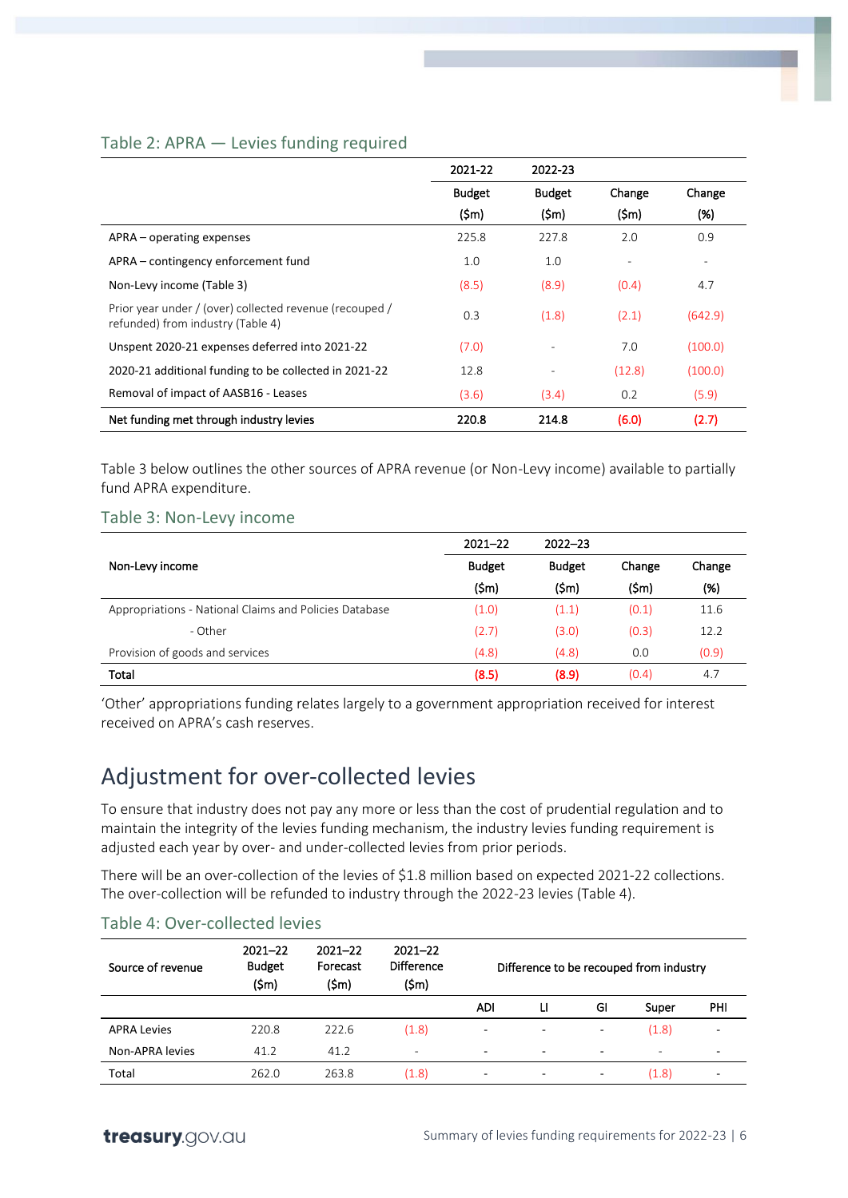### Table 2: APRA — Levies funding required

| | 2021-22 Budget ($m) | 2022-23 Budget ($m) | Change ($m) | Change (%) |
|---|---|---|---|---|
| APRA – operating expenses | 225.8 | 227.8 | 2.0 | 0.9 |
| APRA – contingency enforcement fund | 1.0 | 1.0 | - | - |
| Non-Levy income (Table 3) | (8.5) | (8.9) | (0.4) | 4.7 |
| Prior year under / (over) collected revenue (recouped / refunded) from industry (Table 4) | 0.3 | (1.8) | (2.1) | (642.9) |
| Unspent 2020-21 expenses deferred into 2021-22 | (7.0) | - | 7.0 | (100.0) |
| 2020-21 additional funding to be collected in 2021-22 | 12.8 | - | (12.8) | (100.0) |
| Removal of impact of AASB16 - Leases | (3.6) | (3.4) | 0.2 | (5.9) |
| **Net funding met through industry levies** | **220.8** | **214.8** | **(6.0)** | **(2.7)** |

Table 3 below outlines the other sources of APRA revenue (or Non-Levy income) available to partially fund APRA expenditure.

### Table 3: Non-Levy income

| Non-Levy income | 2021–22 Budget ($m) | 2022–23 Budget ($m) | Change ($m) | Change (%) |
|---|---|---|---|---|
| Appropriations - National Claims and Policies Database | (1.0) | (1.1) | (0.1) | 11.6 |
| - Other | (2.7) | (3.0) | (0.3) | 12.2 |
| Provision of goods and services | (4.8) | (4.8) | 0.0 | (0.9) |
| **Total** | **(8.5)** | **(8.9)** | (0.4) | 4.7 |

'Other' appropriations funding relates largely to a government appropriation received for interest received on APRA's cash reserves.

## Adjustment for over-collected levies

To ensure that industry does not pay any more or less than the cost of prudential regulation and to maintain the integrity of the levies funding mechanism, the industry levies funding requirement is adjusted each year by over- and under-collected levies from prior periods.

There will be an over-collection of the levies of $1.8 million based on expected 2021-22 collections. The over-collection will be refunded to industry through the 2022-23 levies (Table 4).

### Table 4: Over-collected levies

| Source of revenue | 2021–22 Budget ($m) | 2021–22 Forecast ($m) | 2021–22 Difference ($m) | Difference to be recouped from industry | | | | |
|---|---|---|---|---|---|---|---|---|
| | | | | ADI | LI | GI | Super | PHI |
| APRA Levies | 220.8 | 222.6 | (1.8) | - | - | - | (1.8) | - |
| Non-APRA levies | 41.2 | 41.2 | - | - | - | - | - | - |
| Total | 262.0 | 263.8 | (1.8) | - | - | - | (1.8) | - |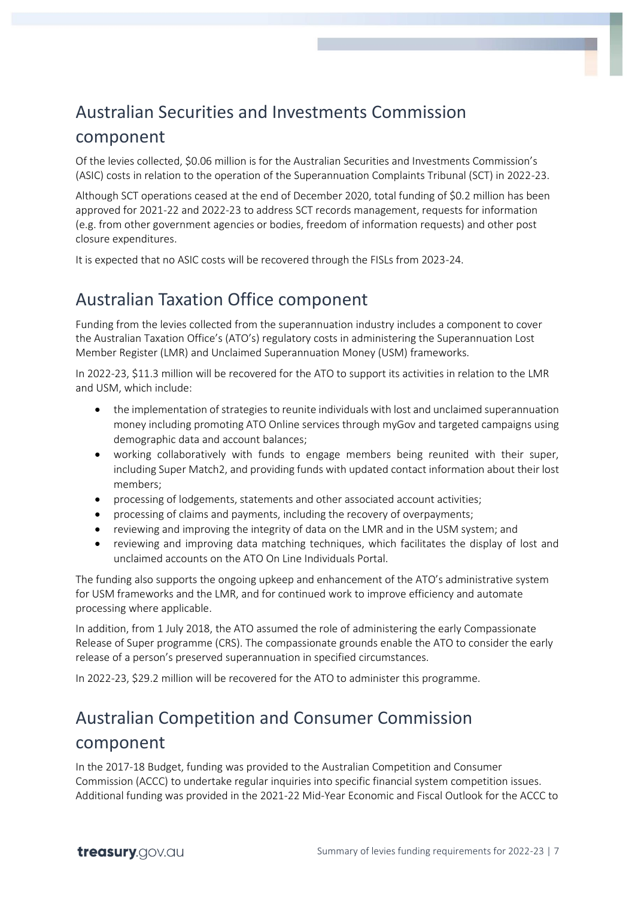## Australian Securities and Investments Commission component

Of the levies collected, $0.06 million is for the Australian Securities and Investments Commission's (ASIC) costs in relation to the operation of the Superannuation Complaints Tribunal (SCT) in 2022-23.

Although SCT operations ceased at the end of December 2020, total funding of $0.2 million has been approved for 2021-22 and 2022-23 to address SCT records management, requests for information (e.g. from other government agencies or bodies, freedom of information requests) and other post closure expenditures.

It is expected that no ASIC costs will be recovered through the FISLs from 2023-24.

## Australian Taxation Office component

Funding from the levies collected from the superannuation industry includes a component to cover the Australian Taxation Office's (ATO's) regulatory costs in administering the Superannuation Lost Member Register (LMR) and Unclaimed Superannuation Money (USM) frameworks.

In 2022-23, $11.3 million will be recovered for the ATO to support its activities in relation to the LMR and USM, which include:

- the implementation of strategies to reunite individuals with lost and unclaimed superannuation money including promoting ATO Online services through myGov and targeted campaigns using demographic data and account balances;
- working collaboratively with funds to engage members being reunited with their super, including Super Match2, and providing funds with updated contact information about their lost members;
- processing of lodgements, statements and other associated account activities;
- processing of claims and payments, including the recovery of overpayments;
- reviewing and improving the integrity of data on the LMR and in the USM system; and
- reviewing and improving data matching techniques, which facilitates the display of lost and unclaimed accounts on the ATO On Line Individuals Portal.

The funding also supports the ongoing upkeep and enhancement of the ATO's administrative system for USM frameworks and the LMR, and for continued work to improve efficiency and automate processing where applicable.

In addition, from 1 July 2018, the ATO assumed the role of administering the early Compassionate Release of Super programme (CRS). The compassionate grounds enable the ATO to consider the early release of a person's preserved superannuation in specified circumstances.

In 2022-23, $29.2 million will be recovered for the ATO to administer this programme.

## Australian Competition and Consumer Commission component

In the 2017-18 Budget, funding was provided to the Australian Competition and Consumer Commission (ACCC) to undertake regular inquiries into specific financial system competition issues. Additional funding was provided in the 2021-22 Mid-Year Economic and Fiscal Outlook for the ACCC to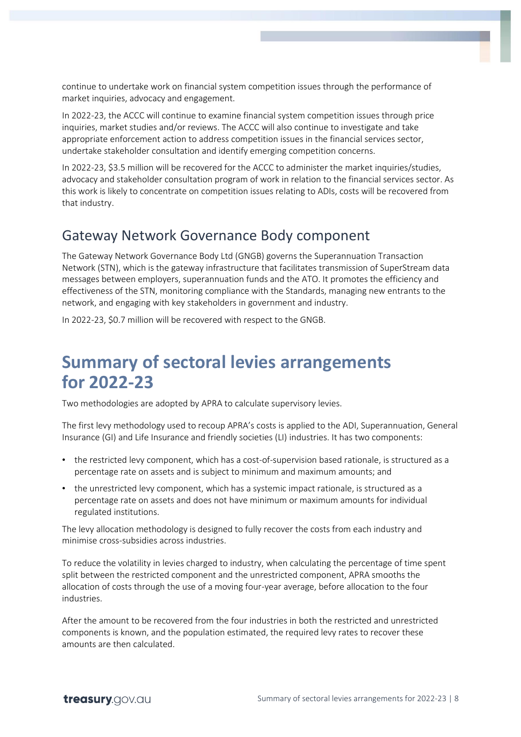continue to undertake work on financial system competition issues through the performance of market inquiries, advocacy and engagement.

In 2022-23, the ACCC will continue to examine financial system competition issues through price inquiries, market studies and/or reviews. The ACCC will also continue to investigate and take appropriate enforcement action to address competition issues in the financial services sector, undertake stakeholder consultation and identify emerging competition concerns.

In 2022-23, $3.5 million will be recovered for the ACCC to administer the market inquiries/studies, advocacy and stakeholder consultation program of work in relation to the financial services sector. As this work is likely to concentrate on competition issues relating to ADIs, costs will be recovered from that industry.

## Gateway Network Governance Body component

The Gateway Network Governance Body Ltd (GNGB) governs the Superannuation Transaction Network (STN), which is the gateway infrastructure that facilitates transmission of SuperStream data messages between employers, superannuation funds and the ATO. It promotes the efficiency and effectiveness of the STN, monitoring compliance with the Standards, managing new entrants to the network, and engaging with key stakeholders in government and industry.

In 2022-23, $0.7 million will be recovered with respect to the GNGB.

# Summary of sectoral levies arrangements for 2022-23

Two methodologies are adopted by APRA to calculate supervisory levies.

The first levy methodology used to recoup APRA's costs is applied to the ADI, Superannuation, General Insurance (GI) and Life Insurance and friendly societies (LI) industries. It has two components:

- the restricted levy component, which has a cost-of-supervision based rationale, is structured as a percentage rate on assets and is subject to minimum and maximum amounts; and
- the unrestricted levy component, which has a systemic impact rationale, is structured as a percentage rate on assets and does not have minimum or maximum amounts for individual regulated institutions.

The levy allocation methodology is designed to fully recover the costs from each industry and minimise cross-subsidies across industries.

To reduce the volatility in levies charged to industry, when calculating the percentage of time spent split between the restricted component and the unrestricted component, APRA smooths the allocation of costs through the use of a moving four-year average, before allocation to the four industries.

After the amount to be recovered from the four industries in both the restricted and unrestricted components is known, and the population estimated, the required levy rates to recover these amounts are then calculated.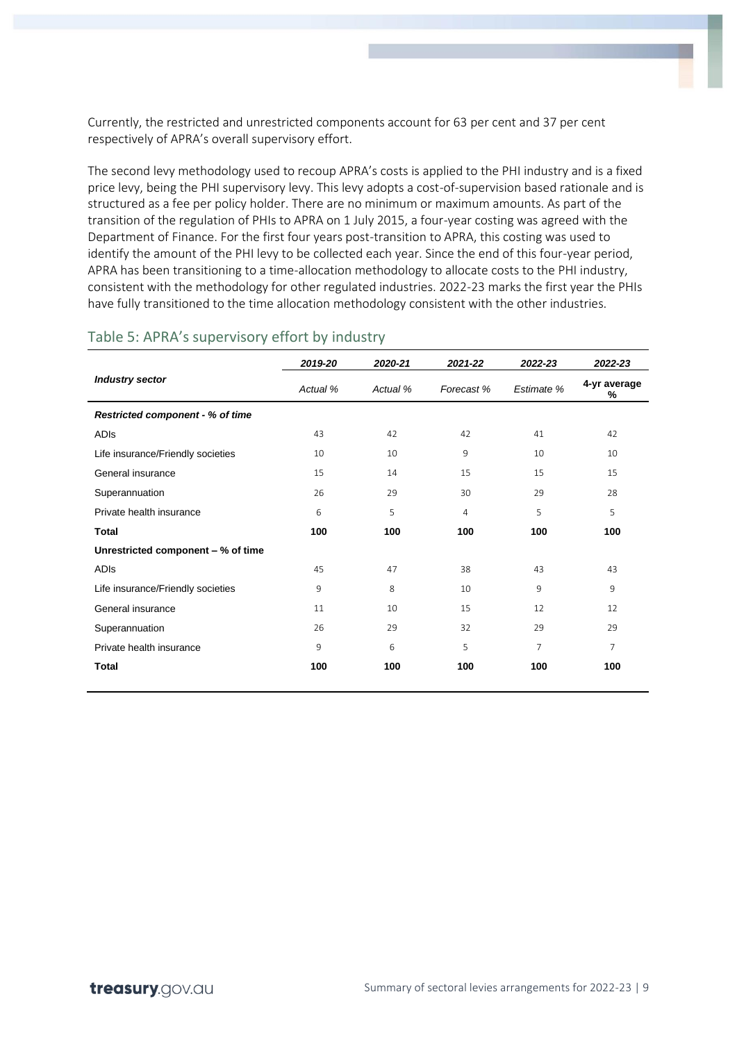Currently, the restricted and unrestricted components account for 63 per cent and 37 per cent respectively of APRA's overall supervisory effort.

The second levy methodology used to recoup APRA's costs is applied to the PHI industry and is a fixed price levy, being the PHI supervisory levy. This levy adopts a cost-of-supervision based rationale and is structured as a fee per policy holder. There are no minimum or maximum amounts. As part of the transition of the regulation of PHIs to APRA on 1 July 2015, a four-year costing was agreed with the Department of Finance. For the first four years post-transition to APRA, this costing was used to identify the amount of the PHI levy to be collected each year. Since the end of this four-year period, APRA has been transitioning to a time-allocation methodology to allocate costs to the PHI industry, consistent with the methodology for other regulated industries. 2022-23 marks the first year the PHIs have fully transitioned to the time allocation methodology consistent with the other industries.

## Table 5: APRA's supervisory effort by industry

| *Industry sector* | *2019-20* | *2020-21* | *2021-22* | *2022-23* | *2022-23* |
|---|---|---|---|---|---|
| | *Actual %* | *Actual %* | *Forecast %* | *Estimate %* | **4-yr average %** |
| ***Restricted component - % of time*** | | | | | |
| ADIs | 43 | 42 | 42 | 41 | 42 |
| Life insurance/Friendly societies | 10 | 10 | 9 | 10 | 10 |
| General insurance | 15 | 14 | 15 | 15 | 15 |
| Superannuation | 26 | 29 | 30 | 29 | 28 |
| Private health insurance | 6 | 5 | 4 | 5 | 5 |
| **Total** | **100** | **100** | **100** | **100** | **100** |
| **Unrestricted component – % of time** | | | | | |
| ADIs | 45 | 47 | 38 | 43 | 43 |
| Life insurance/Friendly societies | 9 | 8 | 10 | 9 | 9 |
| General insurance | 11 | 10 | 15 | 12 | 12 |
| Superannuation | 26 | 29 | 32 | 29 | 29 |
| Private health insurance | 9 | 6 | 5 | 7 | 7 |
| **Total** | **100** | **100** | **100** | **100** | **100** |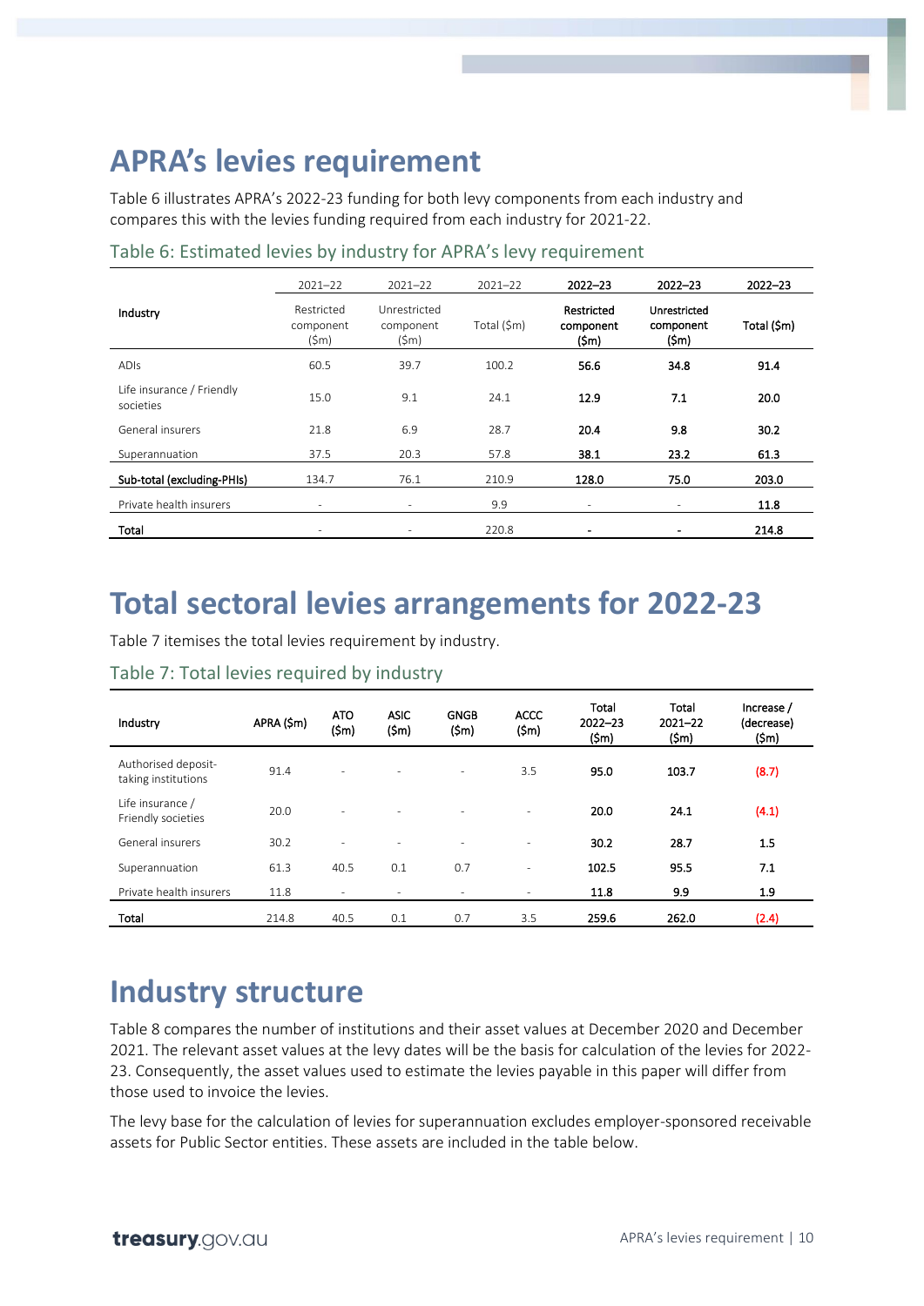# APRA's levies requirement

Table 6 illustrates APRA's 2022-23 funding for both levy components from each industry and compares this with the levies funding required from each industry for 2021-22.

## Table 6: Estimated levies by industry for APRA's levy requirement

| Industry | 2021–22 Restricted component ($m) | 2021–22 Unrestricted component ($m) | 2021–22 Total ($m) | 2022–23 Restricted component ($m) | 2022–23 Unrestricted component ($m) | 2022–23 Total ($m) |
|---|---|---|---|---|---|---|
| ADIs | 60.5 | 39.7 | 100.2 | **56.6** | **34.8** | **91.4** |
| Life insurance / Friendly societies | 15.0 | 9.1 | 24.1 | **12.9** | **7.1** | **20.0** |
| General insurers | 21.8 | 6.9 | 28.7 | **20.4** | **9.8** | **30.2** |
| Superannuation | 37.5 | 20.3 | 57.8 | **38.1** | **23.2** | **61.3** |
| **Sub-total (excluding-PHIs)** | 134.7 | 76.1 | 210.9 | **128.0** | **75.0** | **203.0** |
| Private health insurers | - | - | 9.9 | - | - | **11.8** |
| **Total** | - | - | 220.8 | **-** | **-** | **214.8** |

# Total sectoral levies arrangements for 2022-23

Table 7 itemises the total levies requirement by industry.

## Table 7: Total levies required by industry

| Industry | APRA ($m) | ATO ($m) | ASIC ($m) | GNGB ($m) | ACCC ($m) | Total 2022–23 ($m) | Total 2021–22 ($m) | Increase / (decrease) ($m) |
|---|---|---|---|---|---|---|---|---|
| Authorised deposit-taking institutions | 91.4 | - | - | - | 3.5 | **95.0** | **103.7** | **(8.7)** |
| Life insurance / Friendly societies | 20.0 | - | - | - | - | **20.0** | **24.1** | **(4.1)** |
| General insurers | 30.2 | - | - | - | - | **30.2** | **28.7** | **1.5** |
| Superannuation | 61.3 | 40.5 | 0.1 | 0.7 | - | **102.5** | **95.5** | **7.1** |
| Private health insurers | 11.8 | - | - | - | - | **11.8** | **9.9** | **1.9** |
| **Total** | 214.8 | 40.5 | 0.1 | 0.7 | 3.5 | **259.6** | **262.0** | **(2.4)** |

# Industry structure

Table 8 compares the number of institutions and their asset values at December 2020 and December 2021. The relevant asset values at the levy dates will be the basis for calculation of the levies for 2022-23. Consequently, the asset values used to estimate the levies payable in this paper will differ from those used to invoice the levies.

The levy base for the calculation of levies for superannuation excludes employer-sponsored receivable assets for Public Sector entities. These assets are included in the table below.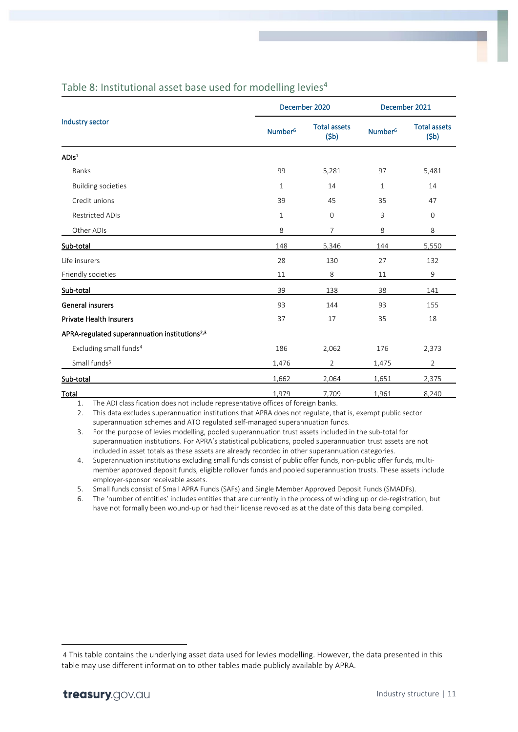## Table 8: Institutional asset base used for modelling levies[4]

| Industry sector | December 2020 | | December 2021 | |
|---|---|---|---|---|
| | Number[6] | Total assets ($b) | Number[6] | Total assets ($b) |
| **ADIs**[1] | | | | |
| Banks | 99 | 5,281 | 97 | 5,481 |
| Building societies | 1 | 14 | 1 | 14 |
| Credit unions | 39 | 45 | 35 | 47 |
| Restricted ADIs | 1 | 0 | 3 | 0 |
| Other ADIs | 8 | 7 | 8 | 8 |
| **Sub-total** | 148 | 5,346 | 144 | 5,550 |
| Life insurers | 28 | 130 | 27 | 132 |
| Friendly societies | 11 | 8 | 11 | 9 |
| **Sub-total** | 39 | 138 | 38 | 141 |
| **General insurers** | 93 | 144 | 93 | 155 |
| **Private Health Insurers** | 37 | 17 | 35 | 18 |
| **APRA-regulated superannuation institutions**[2,3] | | | | |
| Excluding small funds[4] | 186 | 2,062 | 176 | 2,373 |
| Small funds[5] | 1,476 | 2 | 1,475 | 2 |
| **Sub-total** | 1,662 | 2,064 | 1,651 | 2,375 |
| **Total** | 1,979 | 7,709 | 1,961 | 8,240 |

1. The ADI classification does not include representative offices of foreign banks.
2. This data excludes superannuation institutions that APRA does not regulate, that is, exempt public sector superannuation schemes and ATO regulated self-managed superannuation funds.
3. For the purpose of levies modelling, pooled superannuation trust assets included in the sub-total for superannuation institutions. For APRA's statistical publications, pooled superannuation trust assets are not included in asset totals as these assets are already recorded in other superannuation categories.
4. Superannuation institutions excluding small funds consist of public offer funds, non-public offer funds, multi-member approved deposit funds, eligible rollover funds and pooled superannuation trusts. These assets include employer-sponsor receivable assets.
5. Small funds consist of Small APRA Funds (SAFs) and Single Member Approved Deposit Funds (SMADFs).
6. The 'number of entities' includes entities that are currently in the process of winding up or de-registration, but have not formally been wound-up or had their license revoked as at the date of this data being compiled.

[4] This table contains the underlying asset data used for levies modelling. However, the data presented in this table may use different information to other tables made publicly available by APRA.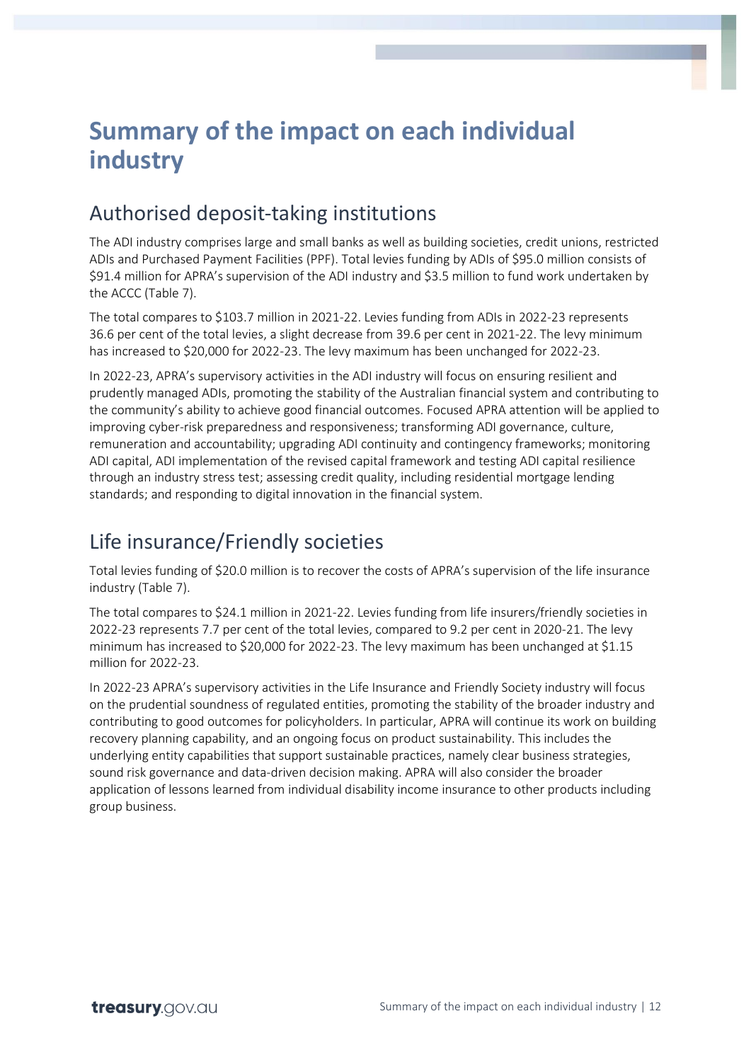# Summary of the impact on each individual industry

## Authorised deposit-taking institutions

The ADI industry comprises large and small banks as well as building societies, credit unions, restricted ADIs and Purchased Payment Facilities (PPF). Total levies funding by ADIs of $95.0 million consists of $91.4 million for APRA's supervision of the ADI industry and $3.5 million to fund work undertaken by the ACCC (Table 7).

The total compares to $103.7 million in 2021-22. Levies funding from ADIs in 2022-23 represents 36.6 per cent of the total levies, a slight decrease from 39.6 per cent in 2021-22. The levy minimum has increased to $20,000 for 2022-23. The levy maximum has been unchanged for 2022-23.

In 2022-23, APRA's supervisory activities in the ADI industry will focus on ensuring resilient and prudently managed ADIs, promoting the stability of the Australian financial system and contributing to the community's ability to achieve good financial outcomes. Focused APRA attention will be applied to improving cyber-risk preparedness and responsiveness; transforming ADI governance, culture, remuneration and accountability; upgrading ADI continuity and contingency frameworks; monitoring ADI capital, ADI implementation of the revised capital framework and testing ADI capital resilience through an industry stress test; assessing credit quality, including residential mortgage lending standards; and responding to digital innovation in the financial system.

## Life insurance/Friendly societies

Total levies funding of $20.0 million is to recover the costs of APRA's supervision of the life insurance industry (Table 7).

The total compares to $24.1 million in 2021-22. Levies funding from life insurers/friendly societies in 2022-23 represents 7.7 per cent of the total levies, compared to 9.2 per cent in 2020-21. The levy minimum has increased to $20,000 for 2022-23. The levy maximum has been unchanged at $1.15 million for 2022-23.

In 2022-23 APRA's supervisory activities in the Life Insurance and Friendly Society industry will focus on the prudential soundness of regulated entities, promoting the stability of the broader industry and contributing to good outcomes for policyholders. In particular, APRA will continue its work on building recovery planning capability, and an ongoing focus on product sustainability. This includes the underlying entity capabilities that support sustainable practices, namely clear business strategies, sound risk governance and data-driven decision making. APRA will also consider the broader application of lessons learned from individual disability income insurance to other products including group business.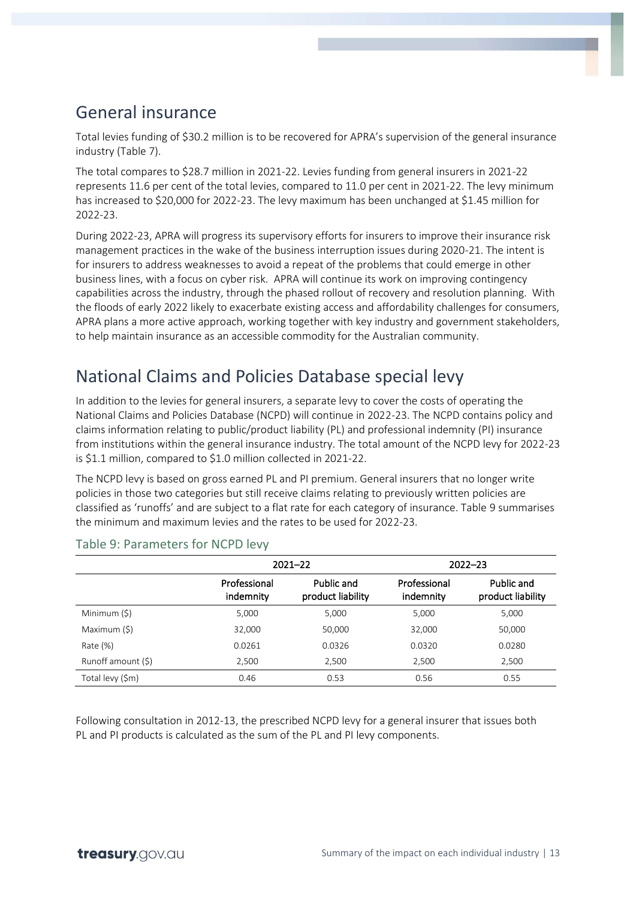## General insurance

Total levies funding of $30.2 million is to be recovered for APRA's supervision of the general insurance industry (Table 7).

The total compares to $28.7 million in 2021-22. Levies funding from general insurers in 2021-22 represents 11.6 per cent of the total levies, compared to 11.0 per cent in 2021-22. The levy minimum has increased to $20,000 for 2022-23. The levy maximum has been unchanged at $1.45 million for 2022-23.

During 2022-23, APRA will progress its supervisory efforts for insurers to improve their insurance risk management practices in the wake of the business interruption issues during 2020-21. The intent is for insurers to address weaknesses to avoid a repeat of the problems that could emerge in other business lines, with a focus on cyber risk. APRA will continue its work on improving contingency capabilities across the industry, through the phased rollout of recovery and resolution planning. With the floods of early 2022 likely to exacerbate existing access and affordability challenges for consumers, APRA plans a more active approach, working together with key industry and government stakeholders, to help maintain insurance as an accessible commodity for the Australian community.

## National Claims and Policies Database special levy

In addition to the levies for general insurers, a separate levy to cover the costs of operating the National Claims and Policies Database (NCPD) will continue in 2022-23. The NCPD contains policy and claims information relating to public/product liability (PL) and professional indemnity (PI) insurance from institutions within the general insurance industry. The total amount of the NCPD levy for 2022-23 is $1.1 million, compared to $1.0 million collected in 2021-22.

The NCPD levy is based on gross earned PL and PI premium. General insurers that no longer write policies in those two categories but still receive claims relating to previously written policies are classified as 'runoffs' and are subject to a flat rate for each category of insurance. Table 9 summarises the minimum and maximum levies and the rates to be used for 2022-23.

### Table 9: Parameters for NCPD levy

| | 2021–22 | | 2022–23 | |
|---|---|---|---|---|
| | Professional indemnity | Public and product liability | Professional indemnity | Public and product liability |
| Minimum ($) | 5,000 | 5,000 | 5,000 | 5,000 |
| Maximum ($) | 32,000 | 50,000 | 32,000 | 50,000 |
| Rate (%) | 0.0261 | 0.0326 | 0.0320 | 0.0280 |
| Runoff amount ($) | 2,500 | 2,500 | 2,500 | 2,500 |
| Total levy ($m) | 0.46 | 0.53 | 0.56 | 0.55 |

Following consultation in 2012-13, the prescribed NCPD levy for a general insurer that issues both PL and PI products is calculated as the sum of the PL and PI levy components.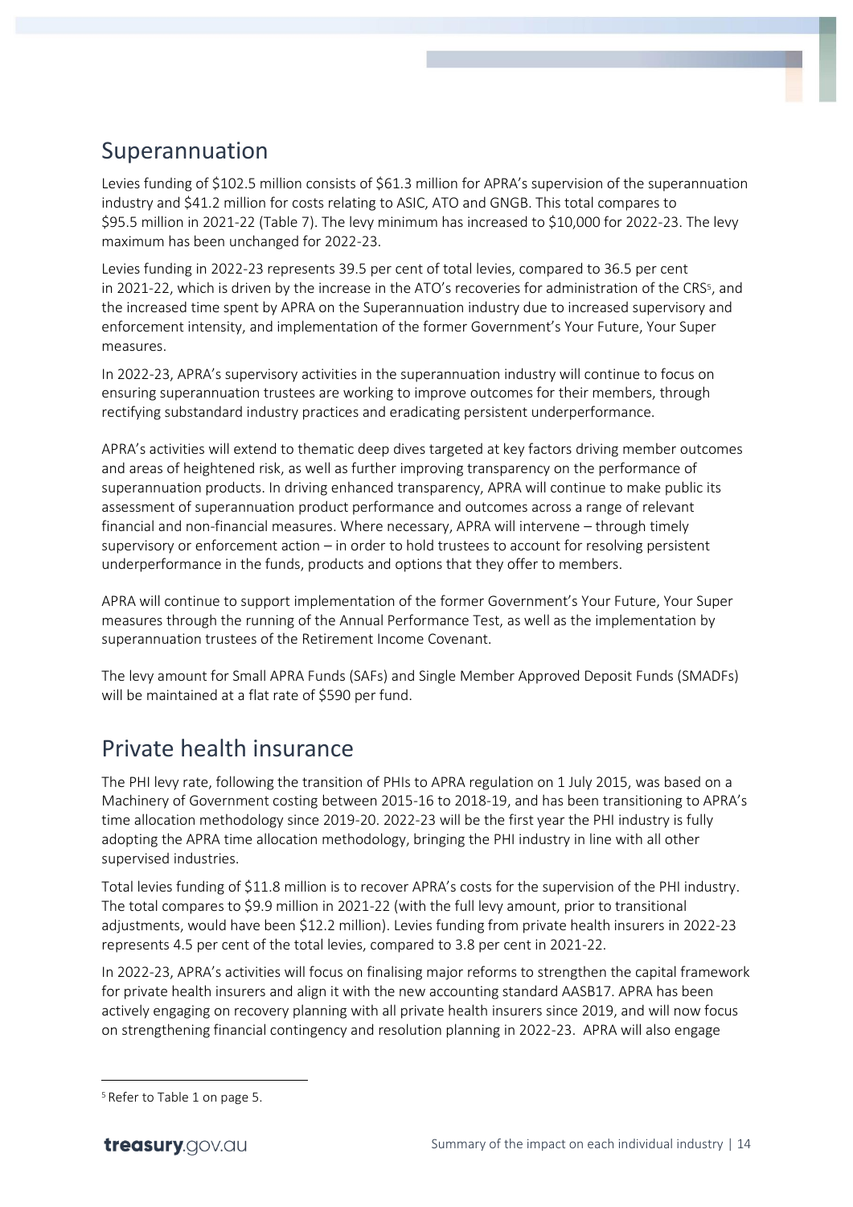## Superannuation

Levies funding of $102.5 million consists of $61.3 million for APRA's supervision of the superannuation industry and $41.2 million for costs relating to ASIC, ATO and GNGB. This total compares to $95.5 million in 2021-22 (Table 7). The levy minimum has increased to $10,000 for 2022-23. The levy maximum has been unchanged for 2022-23.

Levies funding in 2022-23 represents 39.5 per cent of total levies, compared to 36.5 per cent in 2021-22, which is driven by the increase in the ATO's recoveries for administration of the CRS[5], and the increased time spent by APRA on the Superannuation industry due to increased supervisory and enforcement intensity, and implementation of the former Government's Your Future, Your Super measures.

In 2022-23, APRA's supervisory activities in the superannuation industry will continue to focus on ensuring superannuation trustees are working to improve outcomes for their members, through rectifying substandard industry practices and eradicating persistent underperformance.

APRA's activities will extend to thematic deep dives targeted at key factors driving member outcomes and areas of heightened risk, as well as further improving transparency on the performance of superannuation products. In driving enhanced transparency, APRA will continue to make public its assessment of superannuation product performance and outcomes across a range of relevant financial and non-financial measures. Where necessary, APRA will intervene – through timely supervisory or enforcement action – in order to hold trustees to account for resolving persistent underperformance in the funds, products and options that they offer to members.

APRA will continue to support implementation of the former Government's Your Future, Your Super measures through the running of the Annual Performance Test, as well as the implementation by superannuation trustees of the Retirement Income Covenant.

The levy amount for Small APRA Funds (SAFs) and Single Member Approved Deposit Funds (SMADFs) will be maintained at a flat rate of $590 per fund.

## Private health insurance

The PHI levy rate, following the transition of PHIs to APRA regulation on 1 July 2015, was based on a Machinery of Government costing between 2015-16 to 2018-19, and has been transitioning to APRA's time allocation methodology since 2019-20. 2022-23 will be the first year the PHI industry is fully adopting the APRA time allocation methodology, bringing the PHI industry in line with all other supervised industries.

Total levies funding of $11.8 million is to recover APRA's costs for the supervision of the PHI industry. The total compares to $9.9 million in 2021-22 (with the full levy amount, prior to transitional adjustments, would have been $12.2 million). Levies funding from private health insurers in 2022-23 represents 4.5 per cent of the total levies, compared to 3.8 per cent in 2021-22.

In 2022-23, APRA's activities will focus on finalising major reforms to strengthen the capital framework for private health insurers and align it with the new accounting standard AASB17. APRA has been actively engaging on recovery planning with all private health insurers since 2019, and will now focus on strengthening financial contingency and resolution planning in 2022-23. APRA will also engage

[5] Refer to Table 1 on page 5.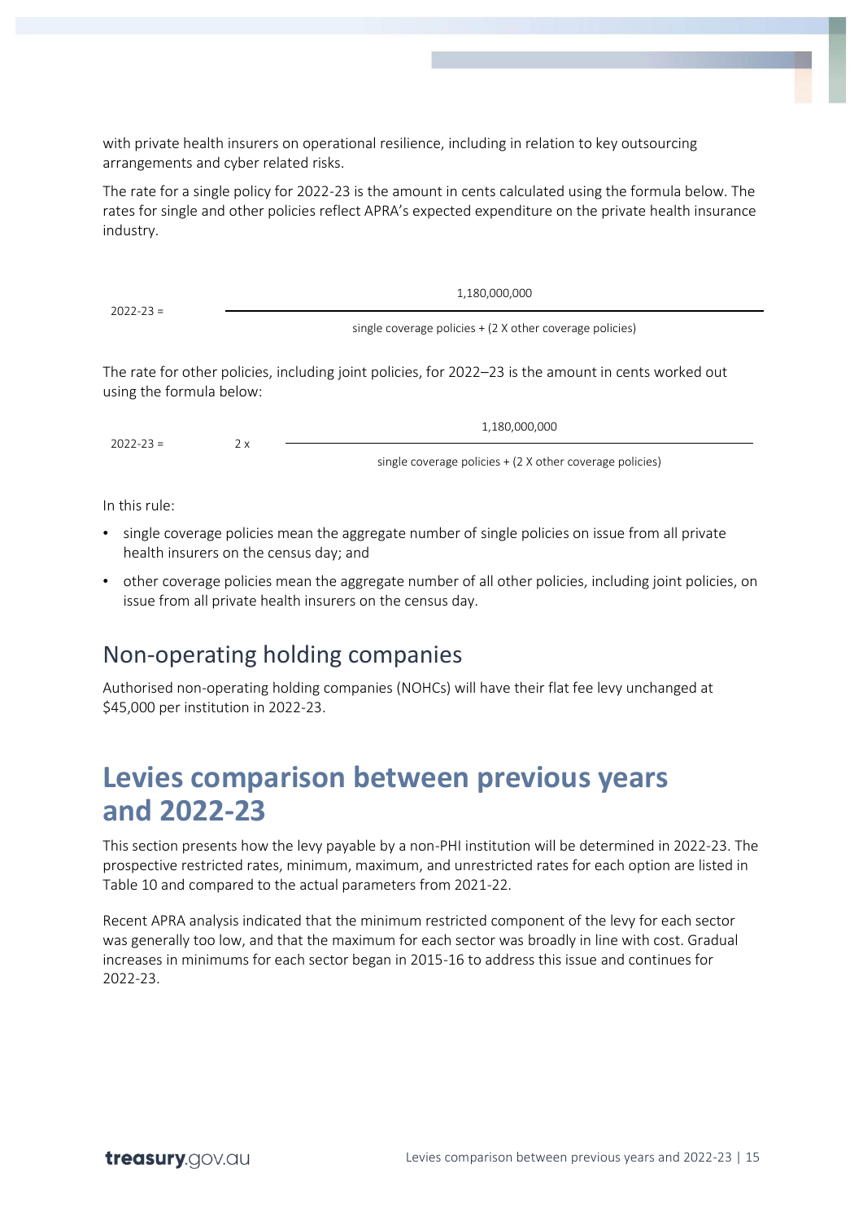with private health insurers on operational resilience, including in relation to key outsourcing arrangements and cyber related risks.

The rate for a single policy for 2022-23 is the amount in cents calculated using the formula below. The rates for single and other policies reflect APRA's expected expenditure on the private health insurance industry.

$$2022\text{-}23 = \frac{1{,}180{,}000{,}000}{\text{single coverage policies} + (2 \text{ X other coverage policies})}$$

The rate for other policies, including joint policies, for 2022–23 is the amount in cents worked out using the formula below:

$$2022\text{-}23 = 2 \text{ x } \frac{1{,}180{,}000{,}000}{\text{single coverage policies} + (2 \text{ X other coverage policies})}$$

In this rule:

- single coverage policies mean the aggregate number of single policies on issue from all private health insurers on the census day; and
- other coverage policies mean the aggregate number of all other policies, including joint policies, on issue from all private health insurers on the census day.

## Non-operating holding companies

Authorised non-operating holding companies (NOHCs) will have their flat fee levy unchanged at $45,000 per institution in 2022-23.

# Levies comparison between previous years and 2022-23

This section presents how the levy payable by a non-PHI institution will be determined in 2022-23. The prospective restricted rates, minimum, maximum, and unrestricted rates for each option are listed in Table 10 and compared to the actual parameters from 2021-22.

Recent APRA analysis indicated that the minimum restricted component of the levy for each sector was generally too low, and that the maximum for each sector was broadly in line with cost. Gradual increases in minimums for each sector began in 2015-16 to address this issue and continues for 2022-23.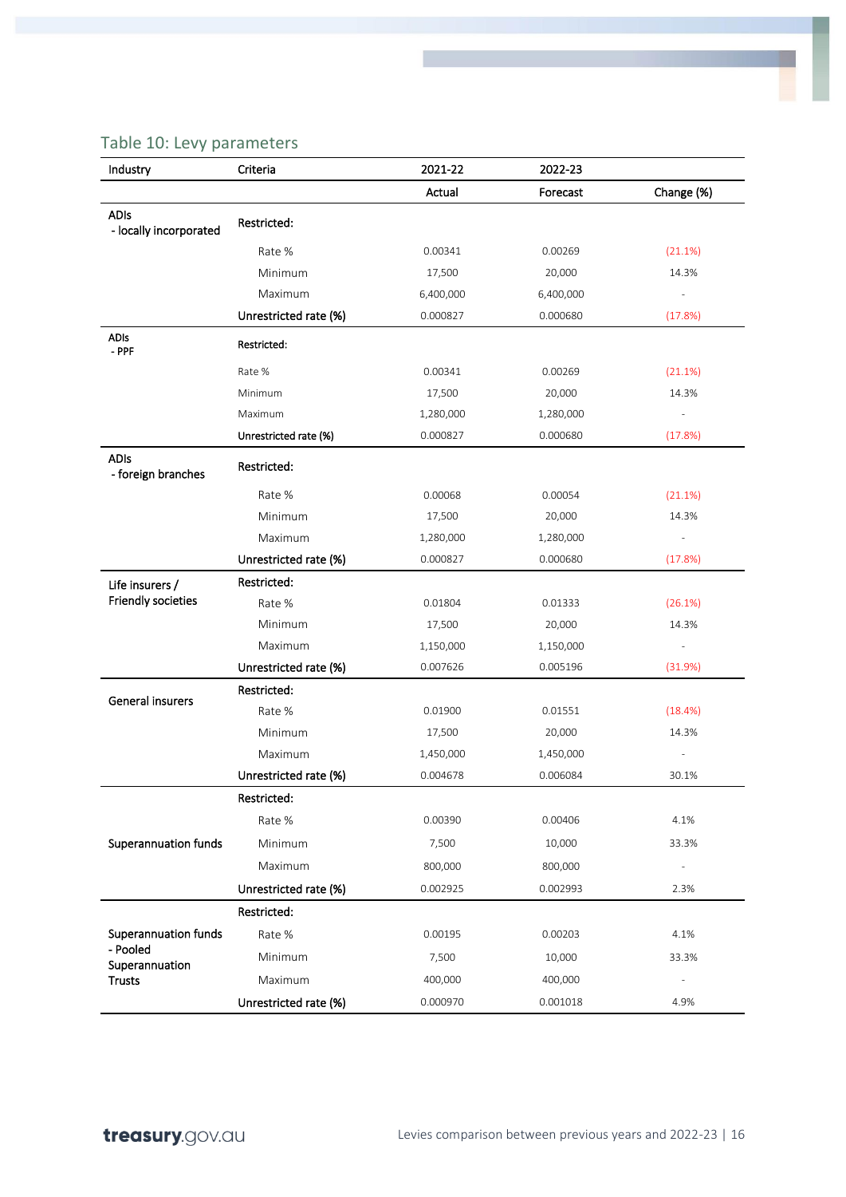## Table 10: Levy parameters

| Industry | Criteria | 2021-22 | 2022-23 | |
|---|---|---|---|---|
| | | Actual | Forecast | Change (%) |
| ADIs - locally incorporated | Restricted: | | | |
| | Rate % | 0.00341 | 0.00269 | (21.1%) |
| | Minimum | 17,500 | 20,000 | 14.3% |
| | Maximum | 6,400,000 | 6,400,000 | - |
| | Unrestricted rate (%) | 0.000827 | 0.000680 | (17.8%) |
| ADIs - PPF | Restricted: | | | |
| | Rate % | 0.00341 | 0.00269 | (21.1%) |
| | Minimum | 17,500 | 20,000 | 14.3% |
| | Maximum | 1,280,000 | 1,280,000 | - |
| | Unrestricted rate (%) | 0.000827 | 0.000680 | (17.8%) |
| ADIs - foreign branches | Restricted: | | | |
| | Rate % | 0.00068 | 0.00054 | (21.1%) |
| | Minimum | 17,500 | 20,000 | 14.3% |
| | Maximum | 1,280,000 | 1,280,000 | - |
| | Unrestricted rate (%) | 0.000827 | 0.000680 | (17.8%) |
| Life insurers / Friendly societies | Restricted: | | | |
| | Rate % | 0.01804 | 0.01333 | (26.1%) |
| | Minimum | 17,500 | 20,000 | 14.3% |
| | Maximum | 1,150,000 | 1,150,000 | - |
| | Unrestricted rate (%) | 0.007626 | 0.005196 | (31.9%) |
| General insurers | Restricted: | | | |
| | Rate % | 0.01900 | 0.01551 | (18.4%) |
| | Minimum | 17,500 | 20,000 | 14.3% |
| | Maximum | 1,450,000 | 1,450,000 | - |
| | Unrestricted rate (%) | 0.004678 | 0.006084 | 30.1% |
| Superannuation funds | Restricted: | | | |
| | Rate % | 0.00390 | 0.00406 | 4.1% |
| | Minimum | 7,500 | 10,000 | 33.3% |
| | Maximum | 800,000 | 800,000 | - |
| | Unrestricted rate (%) | 0.002925 | 0.002993 | 2.3% |
| Superannuation funds - Pooled Superannuation Trusts | Restricted: | | | |
| | Rate % | 0.00195 | 0.00203 | 4.1% |
| | Minimum | 7,500 | 10,000 | 33.3% |
| | Maximum | 400,000 | 400,000 | - |
| | Unrestricted rate (%) | 0.000970 | 0.001018 | 4.9% |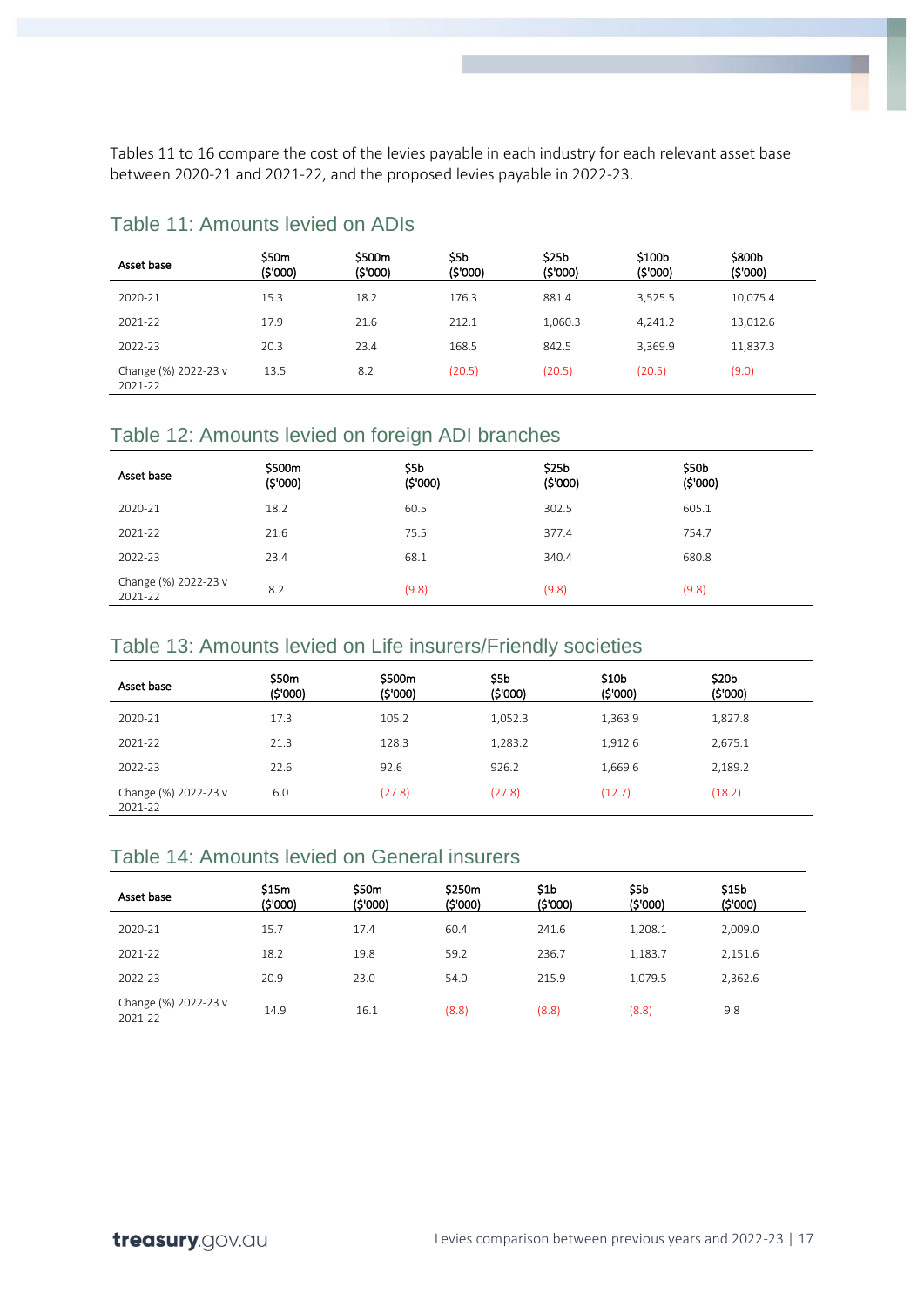Tables 11 to 16 compare the cost of the levies payable in each industry for each relevant asset base between 2020-21 and 2021-22, and the proposed levies payable in 2022-23.

## Table 11: Amounts levied on ADIs

| Asset base | $50m ($'000) | $500m ($'000) | $5b ($'000) | $25b ($'000) | $100b ($'000) | $800b ($'000) |
|---|---|---|---|---|---|---|
| 2020-21 | 15.3 | 18.2 | 176.3 | 881.4 | 3,525.5 | 10,075.4 |
| 2021-22 | 17.9 | 21.6 | 212.1 | 1,060.3 | 4,241.2 | 13,012.6 |
| 2022-23 | 20.3 | 23.4 | 168.5 | 842.5 | 3,369.9 | 11,837.3 |
| Change (%) 2022-23 v 2021-22 | 13.5 | 8.2 | (20.5) | (20.5) | (20.5) | (9.0) |

## Table 12: Amounts levied on foreign ADI branches

| Asset base | $500m ($'000) | $5b ($'000) | $25b ($'000) | $50b ($'000) |
|---|---|---|---|---|
| 2020-21 | 18.2 | 60.5 | 302.5 | 605.1 |
| 2021-22 | 21.6 | 75.5 | 377.4 | 754.7 |
| 2022-23 | 23.4 | 68.1 | 340.4 | 680.8 |
| Change (%) 2022-23 v 2021-22 | 8.2 | (9.8) | (9.8) | (9.8) |

## Table 13: Amounts levied on Life insurers/Friendly societies

| Asset base | $50m ($'000) | $500m ($'000) | $5b ($'000) | $10b ($'000) | $20b ($'000) |
|---|---|---|---|---|---|
| 2020-21 | 17.3 | 105.2 | 1,052.3 | 1,363.9 | 1,827.8 |
| 2021-22 | 21.3 | 128.3 | 1,283.2 | 1,912.6 | 2,675.1 |
| 2022-23 | 22.6 | 92.6 | 926.2 | 1,669.6 | 2,189.2 |
| Change (%) 2022-23 v 2021-22 | 6.0 | (27.8) | (27.8) | (12.7) | (18.2) |

## Table 14: Amounts levied on General insurers

| Asset base | $15m ($'000) | $50m ($'000) | $250m ($'000) | $1b ($'000) | $5b ($'000) | $15b ($'000) |
|---|---|---|---|---|---|---|
| 2020-21 | 15.7 | 17.4 | 60.4 | 241.6 | 1,208.1 | 2,009.0 |
| 2021-22 | 18.2 | 19.8 | 59.2 | 236.7 | 1,183.7 | 2,151.6 |
| 2022-23 | 20.9 | 23.0 | 54.0 | 215.9 | 1,079.5 | 2,362.6 |
| Change (%) 2022-23 v 2021-22 | 14.9 | 16.1 | (8.8) | (8.8) | (8.8) | 9.8 |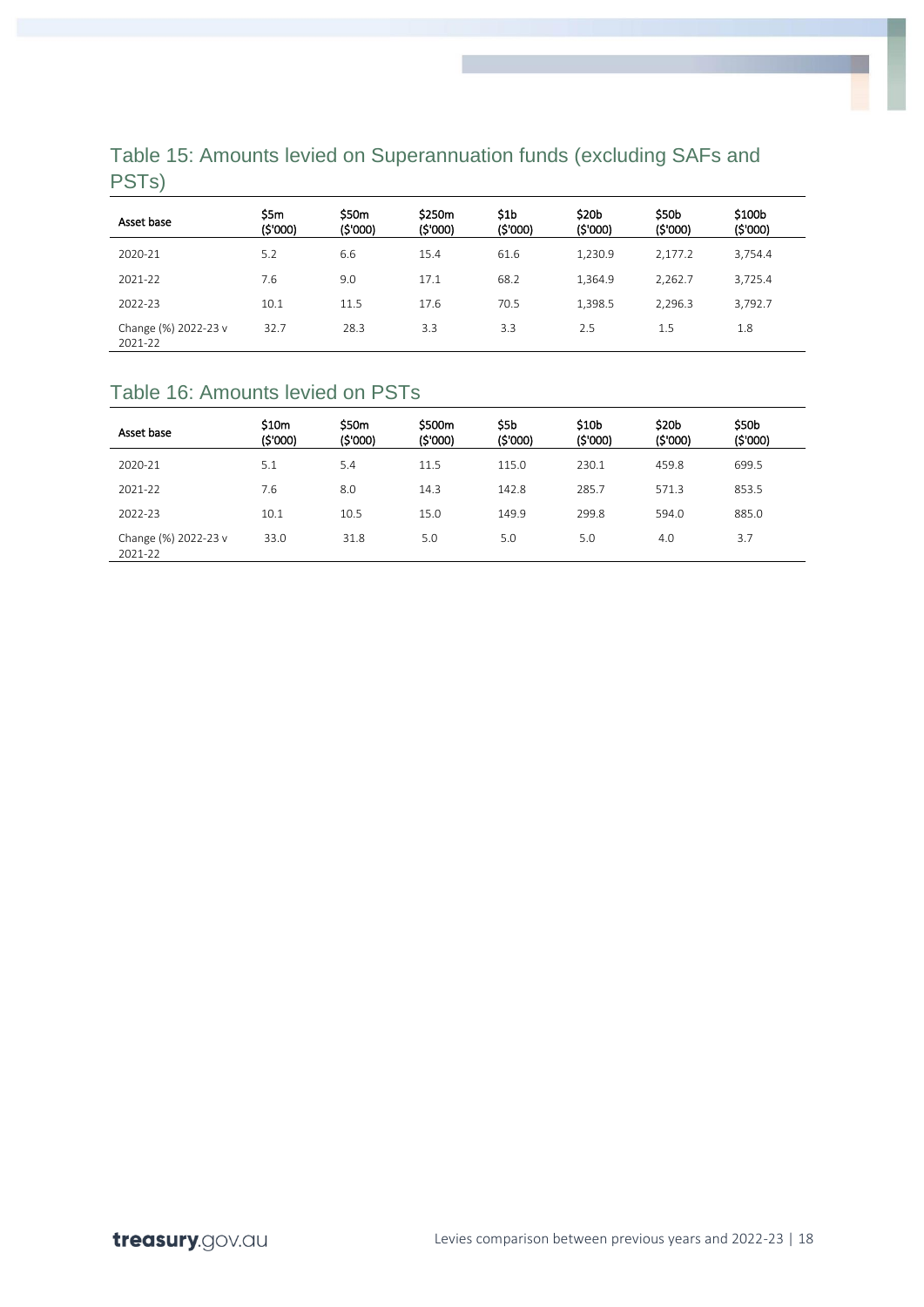## Table 15: Amounts levied on Superannuation funds (excluding SAFs and PSTs)

| Asset base | $5m ($'000) | $50m ($'000) | $250m ($'000) | $1b ($'000) | $20b ($'000) | $50b ($'000) | $100b ($'000) |
|---|---|---|---|---|---|---|---|
| 2020-21 | 5.2 | 6.6 | 15.4 | 61.6 | 1,230.9 | 2,177.2 | 3,754.4 |
| 2021-22 | 7.6 | 9.0 | 17.1 | 68.2 | 1,364.9 | 2,262.7 | 3,725.4 |
| 2022-23 | 10.1 | 11.5 | 17.6 | 70.5 | 1,398.5 | 2,296.3 | 3,792.7 |
| Change (%) 2022-23 v 2021-22 | 32.7 | 28.3 | 3.3 | 3.3 | 2.5 | 1.5 | 1.8 |

## Table 16: Amounts levied on PSTs

| Asset base | $10m ($'000) | $50m ($'000) | $500m ($'000) | $5b ($'000) | $10b ($'000) | $20b ($'000) | $50b ($'000) |
|---|---|---|---|---|---|---|---|
| 2020-21 | 5.1 | 5.4 | 11.5 | 115.0 | 230.1 | 459.8 | 699.5 |
| 2021-22 | 7.6 | 8.0 | 14.3 | 142.8 | 285.7 | 571.3 | 853.5 |
| 2022-23 | 10.1 | 10.5 | 15.0 | 149.9 | 299.8 | 594.0 | 885.0 |
| Change (%) 2022-23 v 2021-22 | 33.0 | 31.8 | 5.0 | 5.0 | 5.0 | 4.0 | 3.7 |